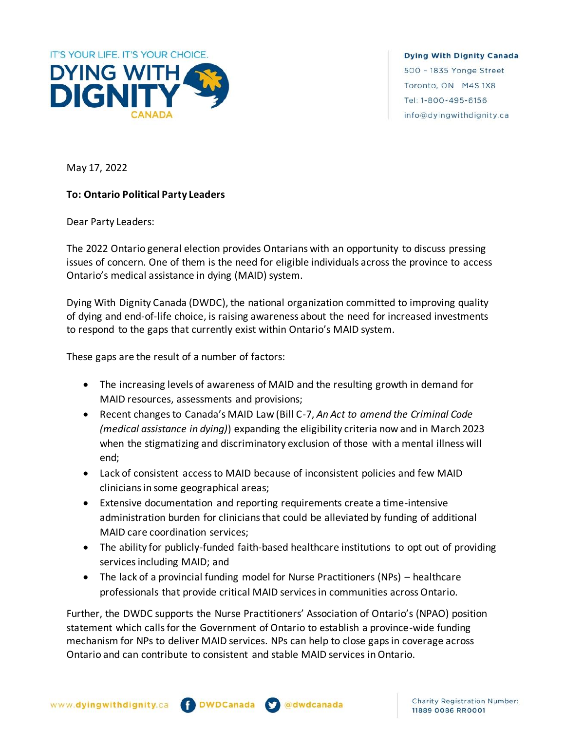IT'S YOUR LIFE. IT'S YOUR CHOICE.

**DYING WITH DIGNITY CANADA**

**Dying With Dignity Canada**
500 - 1835 Yonge Street
Toronto, ON M4S 1X8
Tel: 1-800-495-6156
info@dyingwithdignity.ca

May 17, 2022

**To: Ontario Political Party Leaders**

Dear Party Leaders:

The 2022 Ontario general election provides Ontarians with an opportunity to discuss pressing issues of concern. One of them is the need for eligible individuals across the province to access Ontario's medical assistance in dying (MAID) system.

Dying With Dignity Canada (DWDC), the national organization committed to improving quality of dying and end-of-life choice, is raising awareness about the need for increased investments to respond to the gaps that currently exist within Ontario's MAID system.

These gaps are the result of a number of factors:

- The increasing levels of awareness of MAID and the resulting growth in demand for MAID resources, assessments and provisions;
- Recent changes to Canada's MAID Law (Bill C-7, *An Act to amend the Criminal Code (medical assistance in dying)*) expanding the eligibility criteria now and in March 2023 when the stigmatizing and discriminatory exclusion of those with a mental illness will end;
- Lack of consistent access to MAID because of inconsistent policies and few MAID clinicians in some geographical areas;
- Extensive documentation and reporting requirements create a time-intensive administration burden for clinicians that could be alleviated by funding of additional MAID care coordination services;
- The ability for publicly-funded faith-based healthcare institutions to opt out of providing services including MAID; and
- The lack of a provincial funding model for Nurse Practitioners (NPs) – healthcare professionals that provide critical MAID services in communities across Ontario.

Further, the DWDC supports the Nurse Practitioners' Association of Ontario's (NPAO) position statement which calls for the Government of Ontario to establish a province-wide funding mechanism for NPs to deliver MAID services. NPs can help to close gaps in coverage across Ontario and can contribute to consistent and stable MAID services in Ontario.

www.dyingwithdignity.ca DWDCanada @dwdcanada

Charity Registration Number: 11889 0086 RR0001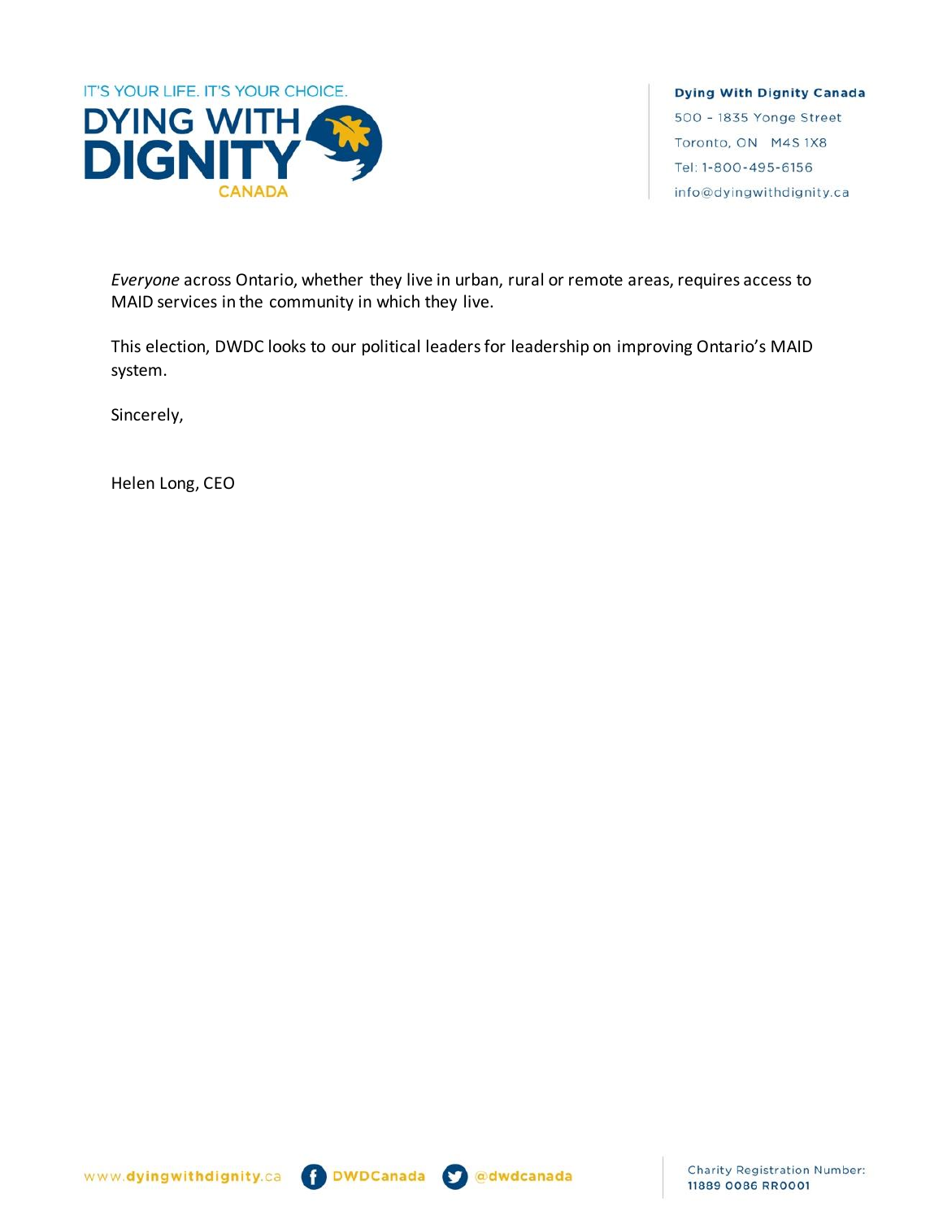*Everyone* across Ontario, whether they live in urban, rural or remote areas, requires access to MAID services in the community in which they live.

This election, DWDC looks to our political leaders for leadership on improving Ontario's MAID system.

Sincerely,

Helen Long, CEO